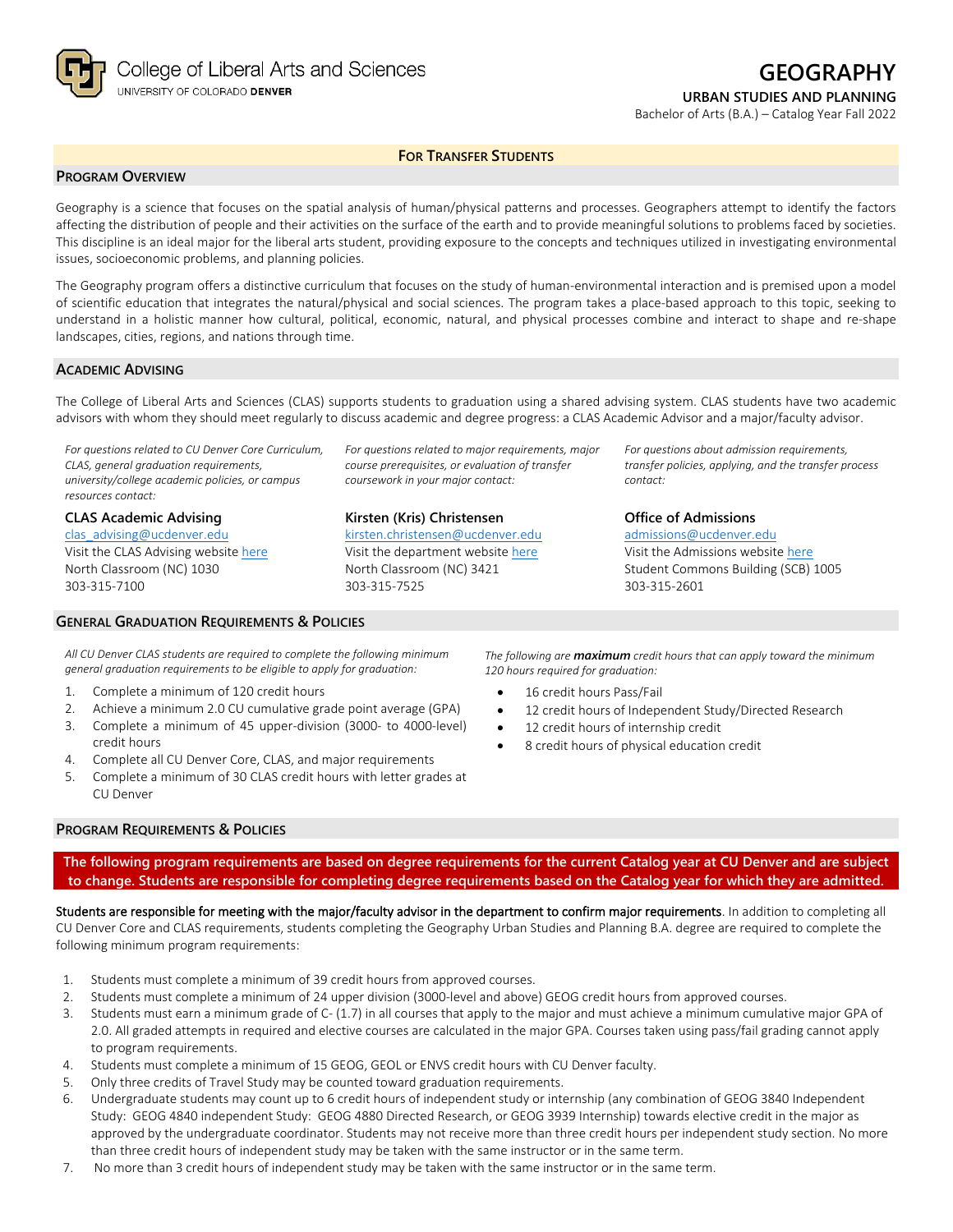College of Liberal Arts and Sciences
UNIVERSITY OF COLORADO DENVER

# GEOGRAPHY

### URBAN STUDIES AND PLANNING

Bachelor of Arts (B.A.) – Catalog Year Fall 2022

**FOR TRANSFER STUDENTS**

## PROGRAM OVERVIEW

Geography is a science that focuses on the spatial analysis of human/physical patterns and processes. Geographers attempt to identify the factors affecting the distribution of people and their activities on the surface of the earth and to provide meaningful solutions to problems faced by societies. This discipline is an ideal major for the liberal arts student, providing exposure to the concepts and techniques utilized in investigating environmental issues, socioeconomic problems, and planning policies.

The Geography program offers a distinctive curriculum that focuses on the study of human-environmental interaction and is premised upon a model of scientific education that integrates the natural/physical and social sciences. The program takes a place-based approach to this topic, seeking to understand in a holistic manner how cultural, political, economic, natural, and physical processes combine and interact to shape and re-shape landscapes, cities, regions, and nations through time.

## ACADEMIC ADVISING

The College of Liberal Arts and Sciences (CLAS) supports students to graduation using a shared advising system. CLAS students have two academic advisors with whom they should meet regularly to discuss academic and degree progress: a CLAS Academic Advisor and a major/faculty advisor.

*For questions related to CU Denver Core Curriculum, CLAS, general graduation requirements, university/college academic policies, or campus resources contact:*

**CLAS Academic Advising**
clas_advising@ucdenver.edu
Visit the CLAS Advising website here
North Classroom (NC) 1030
303-315-7100

*For questions related to major requirements, major course prerequisites, or evaluation of transfer coursework in your major contact:*

**Kirsten (Kris) Christensen**
kirsten.christensen@ucdenver.edu
Visit the department website here
North Classroom (NC) 3421
303-315-7525

*For questions about admission requirements, transfer policies, applying, and the transfer process contact:*

**Office of Admissions**
admissions@ucdenver.edu
Visit the Admissions website here
Student Commons Building (SCB) 1005
303-315-2601

## GENERAL GRADUATION REQUIREMENTS & POLICIES

*All CU Denver CLAS students are required to complete the following minimum general graduation requirements to be eligible to apply for graduation:*

1. Complete a minimum of 120 credit hours
2. Achieve a minimum 2.0 CU cumulative grade point average (GPA)
3. Complete a minimum of 45 upper-division (3000- to 4000-level) credit hours
4. Complete all CU Denver Core, CLAS, and major requirements
5. Complete a minimum of 30 CLAS credit hours with letter grades at CU Denver

*The following are **maximum** credit hours that can apply toward the minimum 120 hours required for graduation:*

- 16 credit hours Pass/Fail
- 12 credit hours of Independent Study/Directed Research
- 12 credit hours of internship credit
- 8 credit hours of physical education credit

## PROGRAM REQUIREMENTS & POLICIES

**The following program requirements are based on degree requirements for the current Catalog year at CU Denver and are subject to change. Students are responsible for completing degree requirements based on the Catalog year for which they are admitted.**

**Students are responsible for meeting with the major/faculty advisor in the department to confirm major requirements**. In addition to completing all CU Denver Core and CLAS requirements, students completing the Geography Urban Studies and Planning B.A. degree are required to complete the following minimum program requirements:

1. Students must complete a minimum of 39 credit hours from approved courses.
2. Students must complete a minimum of 24 upper division (3000-level and above) GEOG credit hours from approved courses.
3. Students must earn a minimum grade of C- (1.7) in all courses that apply to the major and must achieve a minimum cumulative major GPA of 2.0. All graded attempts in required and elective courses are calculated in the major GPA. Courses taken using pass/fail grading cannot apply to program requirements.
4. Students must complete a minimum of 15 GEOG, GEOL or ENVS credit hours with CU Denver faculty.
5. Only three credits of Travel Study may be counted toward graduation requirements.
6. Undergraduate students may count up to 6 credit hours of independent study or internship (any combination of GEOG 3840 Independent Study: GEOG 4840 independent Study: GEOG 4880 Directed Research, or GEOG 3939 Internship) towards elective credit in the major as approved by the undergraduate coordinator. Students may not receive more than three credit hours per independent study section. No more than three credit hours of independent study may be taken with the same instructor or in the same term.
7. No more than 3 credit hours of independent study may be taken with the same instructor or in the same term.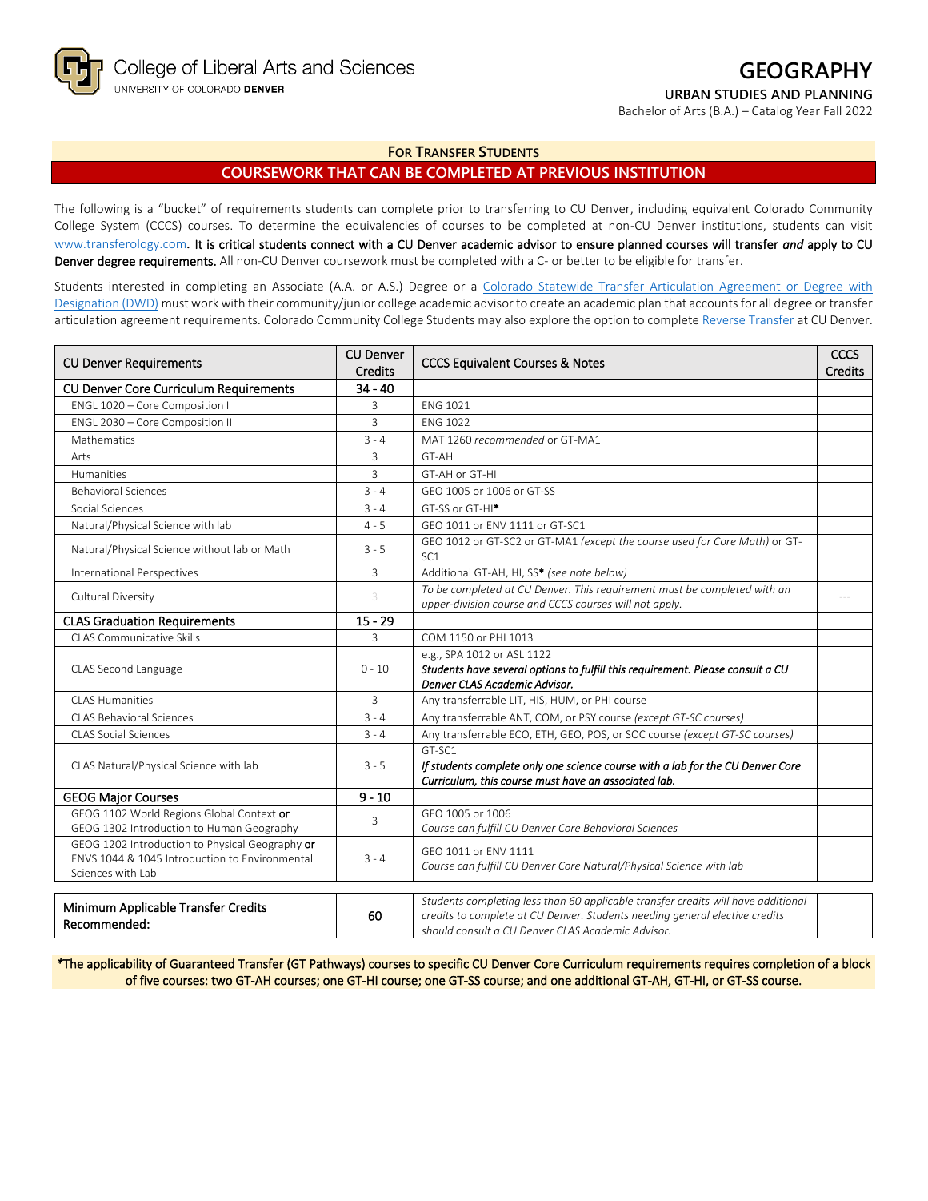College of Liberal Arts and Sciences
UNIVERSITY OF COLORADO DENVER

# GEOGRAPHY

**URBAN STUDIES AND PLANNING**

Bachelor of Arts (B.A.) – Catalog Year Fall 2022

## FOR TRANSFER STUDENTS

## COURSEWORK THAT CAN BE COMPLETED AT PREVIOUS INSTITUTION

The following is a "bucket" of requirements students can complete prior to transferring to CU Denver, including equivalent Colorado Community College System (CCCS) courses. To determine the equivalencies of courses to be completed at non-CU Denver institutions, students can visit www.transferology.com. **It is critical students connect with a CU Denver academic advisor to ensure planned courses will transfer *and* apply to CU Denver degree requirements.** All non-CU Denver coursework must be completed with a C- or better to be eligible for transfer.

Students interested in completing an Associate (A.A. or A.S.) Degree or a Colorado Statewide Transfer Articulation Agreement or Degree with Designation (DWD) must work with their community/junior college academic advisor to create an academic plan that accounts for all degree or transfer articulation agreement requirements. Colorado Community College Students may also explore the option to complete Reverse Transfer at CU Denver.

| CU Denver Requirements | CU Denver Credits | CCCS Equivalent Courses & Notes | CCCS Credits |
|---|---|---|---|
| **CU Denver Core Curriculum Requirements** | **34 - 40** | | |
| ENGL 1020 – Core Composition I | 3 | ENG 1021 | |
| ENGL 2030 – Core Composition II | 3 | ENG 1022 | |
| Mathematics | 3 - 4 | MAT 1260 *recommended* or GT-MA1 | |
| Arts | 3 | GT-AH | |
| Humanities | 3 | GT-AH or GT-HI | |
| Behavioral Sciences | 3 - 4 | GEO 1005 or 1006 or GT-SS | |
| Social Sciences | 3 - 4 | GT-SS or GT-HI* | |
| Natural/Physical Science with lab | 4 - 5 | GEO 1011 or ENV 1111 or GT-SC1 | |
| Natural/Physical Science without lab or Math | 3 - 5 | GEO 1012 or GT-SC2 or GT-MA1 *(except the course used for Core Math)* or GT-SC1 | |
| International Perspectives | 3 | Additional GT-AH, HI, SS* *(see note below)* | |
| Cultural Diversity | 3 | *To be completed at CU Denver. This requirement must be completed with an upper-division course and CCCS courses will not apply.* | --- |
| **CLAS Graduation Requirements** | **15 - 29** | | |
| CLAS Communicative Skills | 3 | COM 1150 or PHI 1013 | |
| CLAS Second Language | 0 - 10 | e.g., SPA 1012 or ASL 1122<br>***Students have several options to fulfill this requirement. Please consult a CU Denver CLAS Academic Advisor.*** | |
| CLAS Humanities | 3 | Any transferrable LIT, HIS, HUM, or PHI course | |
| CLAS Behavioral Sciences | 3 - 4 | Any transferrable ANT, COM, or PSY course *(except GT-SC courses)* | |
| CLAS Social Sciences | 3 - 4 | Any transferrable ECO, ETH, GEO, POS, or SOC course *(except GT-SC courses)* | |
| CLAS Natural/Physical Science with lab | 3 - 5 | GT-SC1<br>***If students complete only one science course with a lab for the CU Denver Core Curriculum, this course must have an associated lab.*** | |
| **GEOG Major Courses** | **9 - 10** | | |
| GEOG 1102 World Regions Global Context **or** GEOG 1302 Introduction to Human Geography | 3 | GEO 1005 or 1006<br>*Course can fulfill CU Denver Core Behavioral Sciences* | |
| GEOG 1202 Introduction to Physical Geography **or** ENVS 1044 & 1045 Introduction to Environmental Sciences with Lab | 3 - 4 | GEO 1011 or ENV 1111<br>*Course can fulfill CU Denver Core Natural/Physical Science with lab* | |
| | | | |
| Minimum Applicable Transfer Credits Recommended: | 60 | *Students completing less than 60 applicable transfer credits will have additional credits to complete at CU Denver. Students needing general elective credits should consult a CU Denver CLAS Academic Advisor.* | |

*The applicability of Guaranteed Transfer (GT Pathways) courses to specific CU Denver Core Curriculum requirements requires completion of a block of five courses: two GT-AH courses; one GT-HI course; one GT-SS course; and one additional GT-AH, GT-HI, or GT-SS course.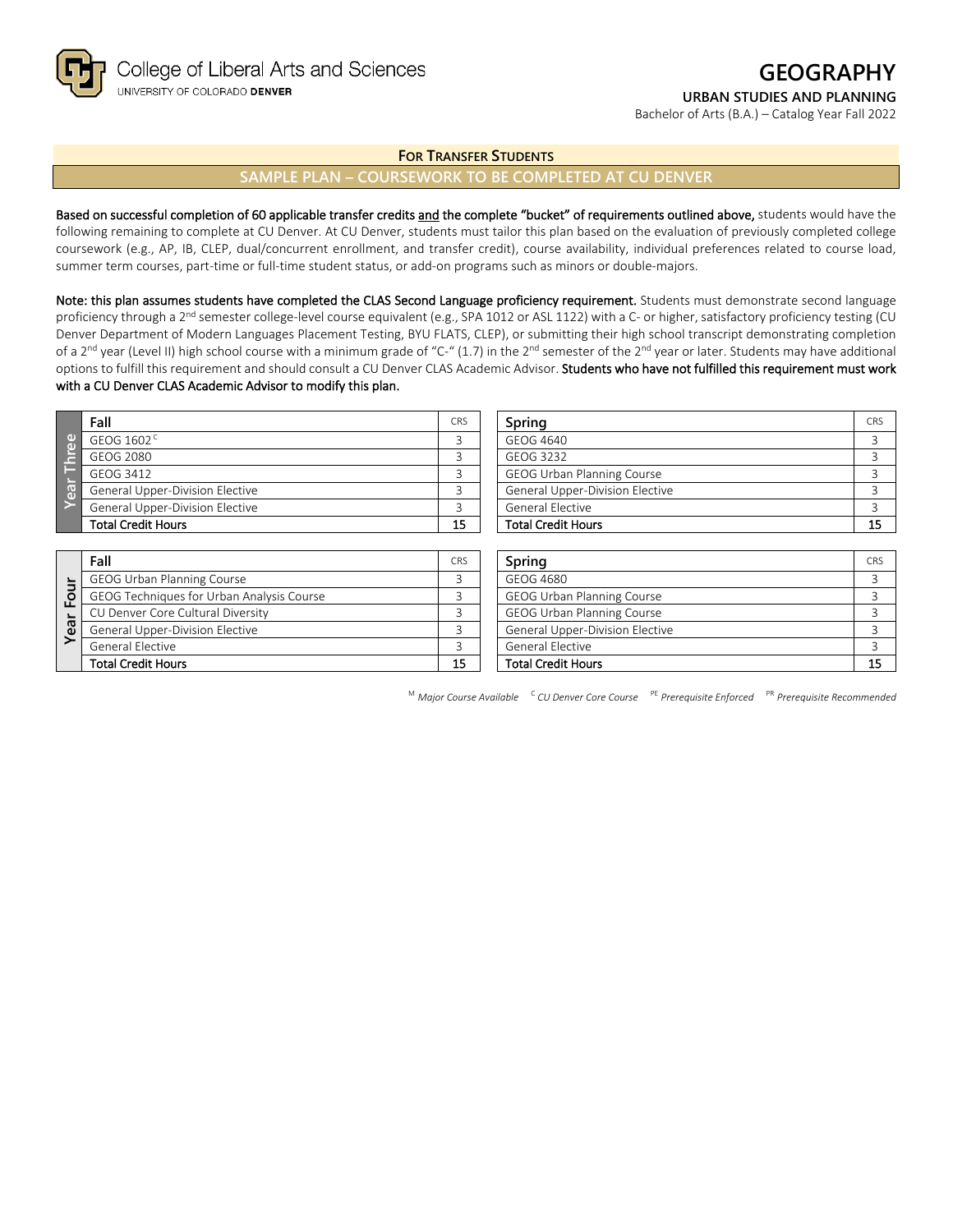# GEOGRAPHY

## URBAN STUDIES AND PLANNING

Bachelor of Arts (B.A.) – Catalog Year Fall 2022

### FOR TRANSFER STUDENTS

### SAMPLE PLAN – COURSEWORK TO BE COMPLETED AT CU DENVER

**Based on successful completion of 60 applicable transfer credits and the complete "bucket" of requirements outlined above,** students would have the following remaining to complete at CU Denver. At CU Denver, students must tailor this plan based on the evaluation of previously completed college coursework (e.g., AP, IB, CLEP, dual/concurrent enrollment, and transfer credit), course availability, individual preferences related to course load, summer term courses, part-time or full-time student status, or add-on programs such as minors or double-majors.

**Note: this plan assumes students have completed the CLAS Second Language proficiency requirement.** Students must demonstrate second language proficiency through a 2nd semester college-level course equivalent (e.g., SPA 1012 or ASL 1122) with a C- or higher, satisfactory proficiency testing (CU Denver Department of Modern Languages Placement Testing, BYU FLATS, CLEP), or submitting their high school transcript demonstrating completion of a 2nd year (Level II) high school course with a minimum grade of "C-" (1.7) in the 2nd semester of the 2nd year or later. Students may have additional options to fulfill this requirement and should consult a CU Denver CLAS Academic Advisor. **Students who have not fulfilled this requirement must work with a CU Denver CLAS Academic Advisor to modify this plan.**

**Year Three**

| Fall | CRS | Spring | CRS |
|---|---|---|---|
| GEOG 1602 [C] | 3 | GEOG 4640 | 3 |
| GEOG 2080 | 3 | GEOG 3232 | 3 |
| GEOG 3412 | 3 | GEOG Urban Planning Course | 3 |
| General Upper-Division Elective | 3 | General Upper-Division Elective | 3 |
| General Upper-Division Elective | 3 | General Elective | 3 |
| **Total Credit Hours** | **15** | **Total Credit Hours** | **15** |

**Year Four**

| Fall | CRS | Spring | CRS |
|---|---|---|---|
| GEOG Urban Planning Course | 3 | GEOG 4680 | 3 |
| GEOG Techniques for Urban Analysis Course | 3 | GEOG Urban Planning Course | 3 |
| CU Denver Core Cultural Diversity | 3 | GEOG Urban Planning Course | 3 |
| General Upper-Division Elective | 3 | General Upper-Division Elective | 3 |
| General Elective | 3 | General Elective | 3 |
| **Total Credit Hours** | **15** | **Total Credit Hours** | **15** |

*[M] Major Course Available [C] CU Denver Core Course [PE] Prerequisite Enforced [PR] Prerequisite Recommended*